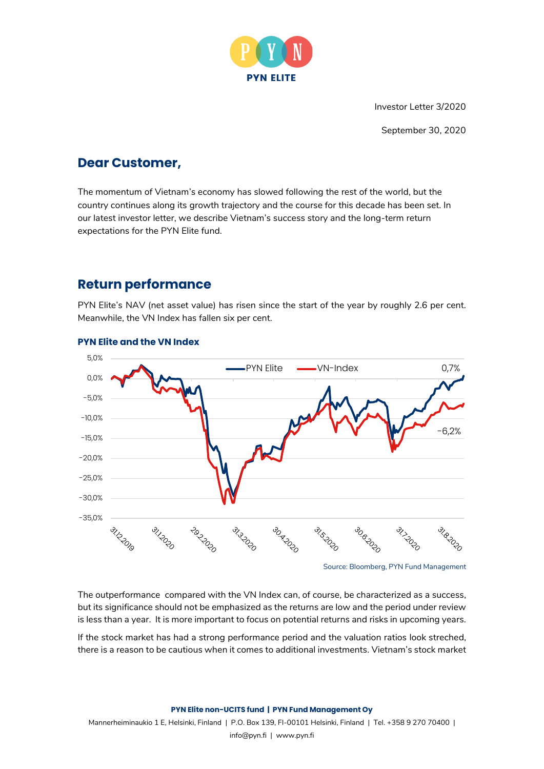PYN ELITE

Investor Letter 3/2020

September 30, 2020

## Dear Customer,

The momentum of Vietnam's economy has slowed following the rest of the world, but the country continues along its growth trajectory and the course for this decade has been set. In our latest investor letter, we describe Vietnam's success story and the long-term return expectations for the PYN Elite fund.

## Return performance

PYN Elite's NAV (net asset value) has risen since the start of the year by roughly 2.6 per cent. Meanwhile, the VN Index has fallen six per cent.

**PYN Elite and the VN Index**

Source: Bloomberg, PYN Fund Management

The outperformance compared with the VN Index can, of course, be characterized as a success, but its significance should not be emphasized as the returns are low and the period under review is less than a year. It is more important to focus on potential returns and risks in upcoming years.

If the stock market has had a strong performance period and the valuation ratios look streched, there is a reason to be cautious when it comes to additional investments. Vietnam's stock market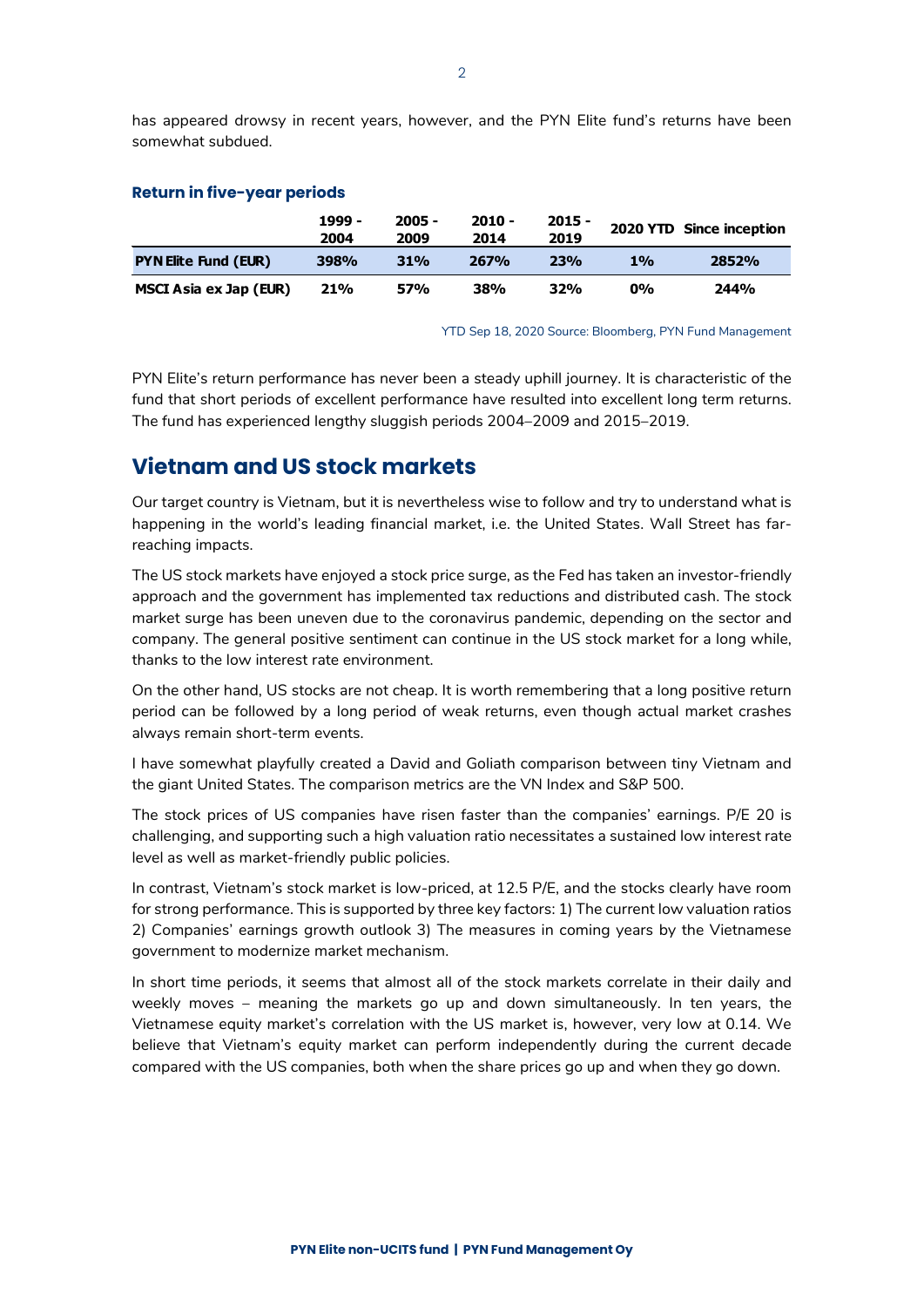has appeared drowsy in recent years, however, and the PYN Elite fund's returns have been somewhat subdued.

### Return in five-year periods

| | 1999 - 2004 | 2005 - 2009 | 2010 - 2014 | 2015 - 2019 | 2020 YTD | Since inception |
|---|---|---|---|---|---|---|
| **PYN Elite Fund (EUR)** | **398%** | **31%** | **267%** | **23%** | **1%** | **2852%** |
| **MSCI Asia ex Jap (EUR)** | **21%** | **57%** | **38%** | **32%** | **0%** | **244%** |

YTD Sep 18, 2020 Source: Bloomberg, PYN Fund Management

PYN Elite's return performance has never been a steady uphill journey. It is characteristic of the fund that short periods of excellent performance have resulted into excellent long term returns. The fund has experienced lengthy sluggish periods 2004–2009 and 2015–2019.

## Vietnam and US stock markets

Our target country is Vietnam, but it is nevertheless wise to follow and try to understand what is happening in the world's leading financial market, i.e. the United States. Wall Street has far-reaching impacts.

The US stock markets have enjoyed a stock price surge, as the Fed has taken an investor-friendly approach and the government has implemented tax reductions and distributed cash. The stock market surge has been uneven due to the coronavirus pandemic, depending on the sector and company. The general positive sentiment can continue in the US stock market for a long while, thanks to the low interest rate environment.

On the other hand, US stocks are not cheap. It is worth remembering that a long positive return period can be followed by a long period of weak returns, even though actual market crashes always remain short-term events.

I have somewhat playfully created a David and Goliath comparison between tiny Vietnam and the giant United States. The comparison metrics are the VN Index and S&P 500.

The stock prices of US companies have risen faster than the companies' earnings. P/E 20 is challenging, and supporting such a high valuation ratio necessitates a sustained low interest rate level as well as market-friendly public policies.

In contrast, Vietnam's stock market is low-priced, at 12.5 P/E, and the stocks clearly have room for strong performance. This is supported by three key factors: 1) The current low valuation ratios 2) Companies' earnings growth outlook 3) The measures in coming years by the Vietnamese government to modernize market mechanism.

In short time periods, it seems that almost all of the stock markets correlate in their daily and weekly moves – meaning the markets go up and down simultaneously. In ten years, the Vietnamese equity market's correlation with the US market is, however, very low at 0.14. We believe that Vietnam's equity market can perform independently during the current decade compared with the US companies, both when the share prices go up and when they go down.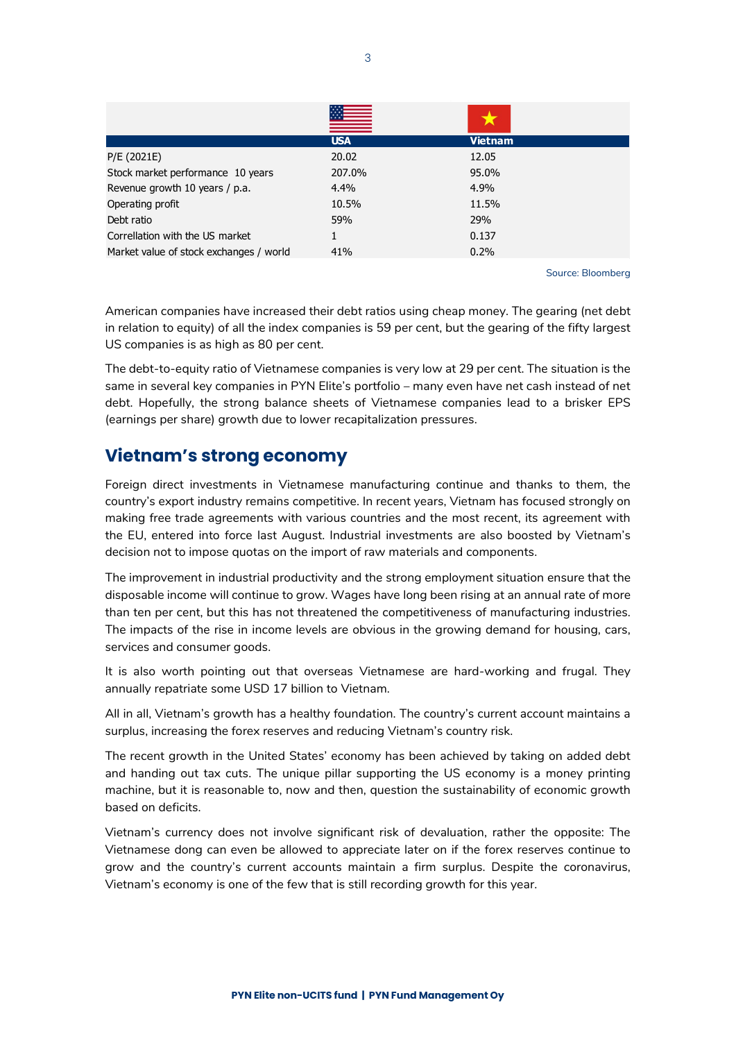| | USA | Vietnam |
|---|---|---|
| P/E (2021E) | 20.02 | 12.05 |
| Stock market performance 10 years | 207.0% | 95.0% |
| Revenue growth 10 years / p.a. | 4.4% | 4.9% |
| Operating profit | 10.5% | 11.5% |
| Debt ratio | 59% | 29% |
| Correllation with the US market | 1 | 0.137 |
| Market value of stock exchanges / world | 41% | 0.2% |

Source: Bloomberg

American companies have increased their debt ratios using cheap money. The gearing (net debt in relation to equity) of all the index companies is 59 per cent, but the gearing of the fifty largest US companies is as high as 80 per cent.

The debt-to-equity ratio of Vietnamese companies is very low at 29 per cent. The situation is the same in several key companies in PYN Elite's portfolio – many even have net cash instead of net debt. Hopefully, the strong balance sheets of Vietnamese companies lead to a brisker EPS (earnings per share) growth due to lower recapitalization pressures.

## Vietnam's strong economy

Foreign direct investments in Vietnamese manufacturing continue and thanks to them, the country's export industry remains competitive. In recent years, Vietnam has focused strongly on making free trade agreements with various countries and the most recent, its agreement with the EU, entered into force last August. Industrial investments are also boosted by Vietnam's decision not to impose quotas on the import of raw materials and components.

The improvement in industrial productivity and the strong employment situation ensure that the disposable income will continue to grow. Wages have long been rising at an annual rate of more than ten per cent, but this has not threatened the competitiveness of manufacturing industries. The impacts of the rise in income levels are obvious in the growing demand for housing, cars, services and consumer goods.

It is also worth pointing out that overseas Vietnamese are hard-working and frugal. They annually repatriate some USD 17 billion to Vietnam.

All in all, Vietnam's growth has a healthy foundation. The country's current account maintains a surplus, increasing the forex reserves and reducing Vietnam's country risk.

The recent growth in the United States' economy has been achieved by taking on added debt and handing out tax cuts. The unique pillar supporting the US economy is a money printing machine, but it is reasonable to, now and then, question the sustainability of economic growth based on deficits.

Vietnam's currency does not involve significant risk of devaluation, rather the opposite: The Vietnamese dong can even be allowed to appreciate later on if the forex reserves continue to grow and the country's current accounts maintain a firm surplus. Despite the coronavirus, Vietnam's economy is one of the few that is still recording growth for this year.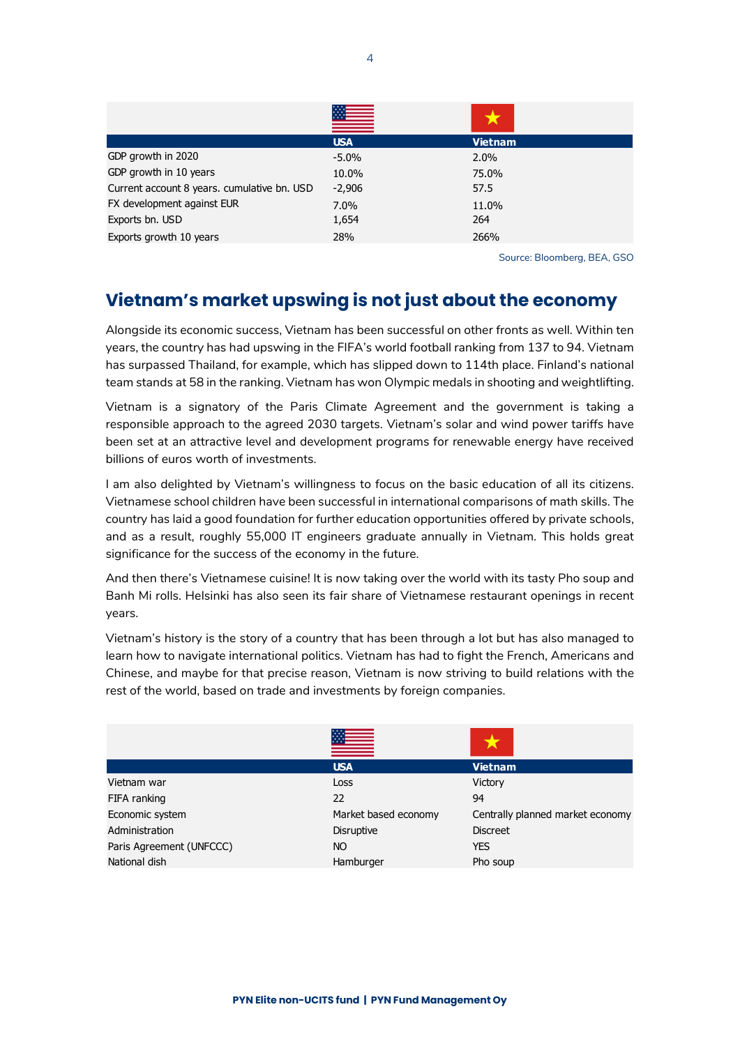| | USA | Vietnam |
|---|---|---|
| GDP growth in 2020 | -5.0% | 2.0% |
| GDP growth in 10 years | 10.0% | 75.0% |
| Current account 8 years. cumulative bn. USD | -2,906 | 57.5 |
| FX development against EUR | 7.0% | 11.0% |
| Exports bn. USD | 1,654 | 264 |
| Exports growth 10 years | 28% | 266% |

Source: Bloomberg, BEA, GSO

## Vietnam's market upswing is not just about the economy

Alongside its economic success, Vietnam has been successful on other fronts as well. Within ten years, the country has had upswing in the FIFA's world football ranking from 137 to 94. Vietnam has surpassed Thailand, for example, which has slipped down to 114th place. Finland's national team stands at 58 in the ranking. Vietnam has won Olympic medals in shooting and weightlifting.

Vietnam is a signatory of the Paris Climate Agreement and the government is taking a responsible approach to the agreed 2030 targets. Vietnam's solar and wind power tariffs have been set at an attractive level and development programs for renewable energy have received billions of euros worth of investments.

I am also delighted by Vietnam's willingness to focus on the basic education of all its citizens. Vietnamese school children have been successful in international comparisons of math skills. The country has laid a good foundation for further education opportunities offered by private schools, and as a result, roughly 55,000 IT engineers graduate annually in Vietnam. This holds great significance for the success of the economy in the future.

And then there's Vietnamese cuisine! It is now taking over the world with its tasty Pho soup and Banh Mi rolls. Helsinki has also seen its fair share of Vietnamese restaurant openings in recent years.

Vietnam's history is the story of a country that has been through a lot but has also managed to learn how to navigate international politics. Vietnam has had to fight the French, Americans and Chinese, and maybe for that precise reason, Vietnam is now striving to build relations with the rest of the world, based on trade and investments by foreign companies.

| | USA | Vietnam |
|---|---|---|
| Vietnam war | Loss | Victory |
| FIFA ranking | 22 | 94 |
| Economic system | Market based economy | Centrally planned market economy |
| Administration | Disruptive | Discreet |
| Paris Agreement (UNFCCC) | NO | YES |
| National dish | Hamburger | Pho soup |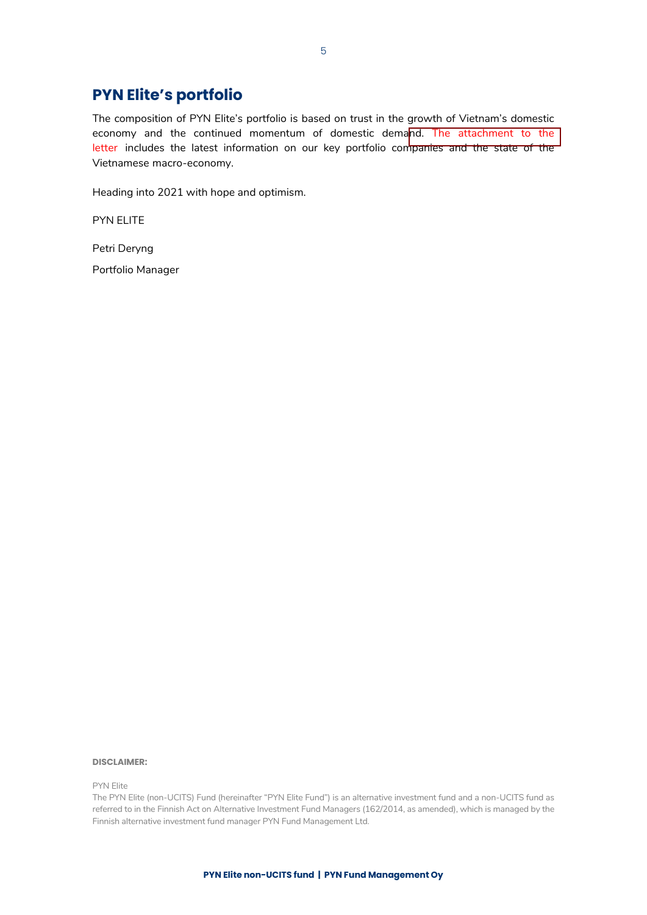## PYN Elite's portfolio

The composition of PYN Elite's portfolio is based on trust in the growth of Vietnam's domestic economy and the continued momentum of domestic demand. The attachment to the letter includes the latest information on our key portfolio companies and the state of the Vietnamese macro-economy.

Heading into 2021 with hope and optimism.

PYN ELITE

Petri Deryng

Portfolio Manager

**DISCLAIMER:**

PYN Elite

The PYN Elite (non-UCITS) Fund (hereinafter "PYN Elite Fund") is an alternative investment fund and a non-UCITS fund as referred to in the Finnish Act on Alternative Investment Fund Managers (162/2014, as amended), which is managed by the Finnish alternative investment fund manager PYN Fund Management Ltd.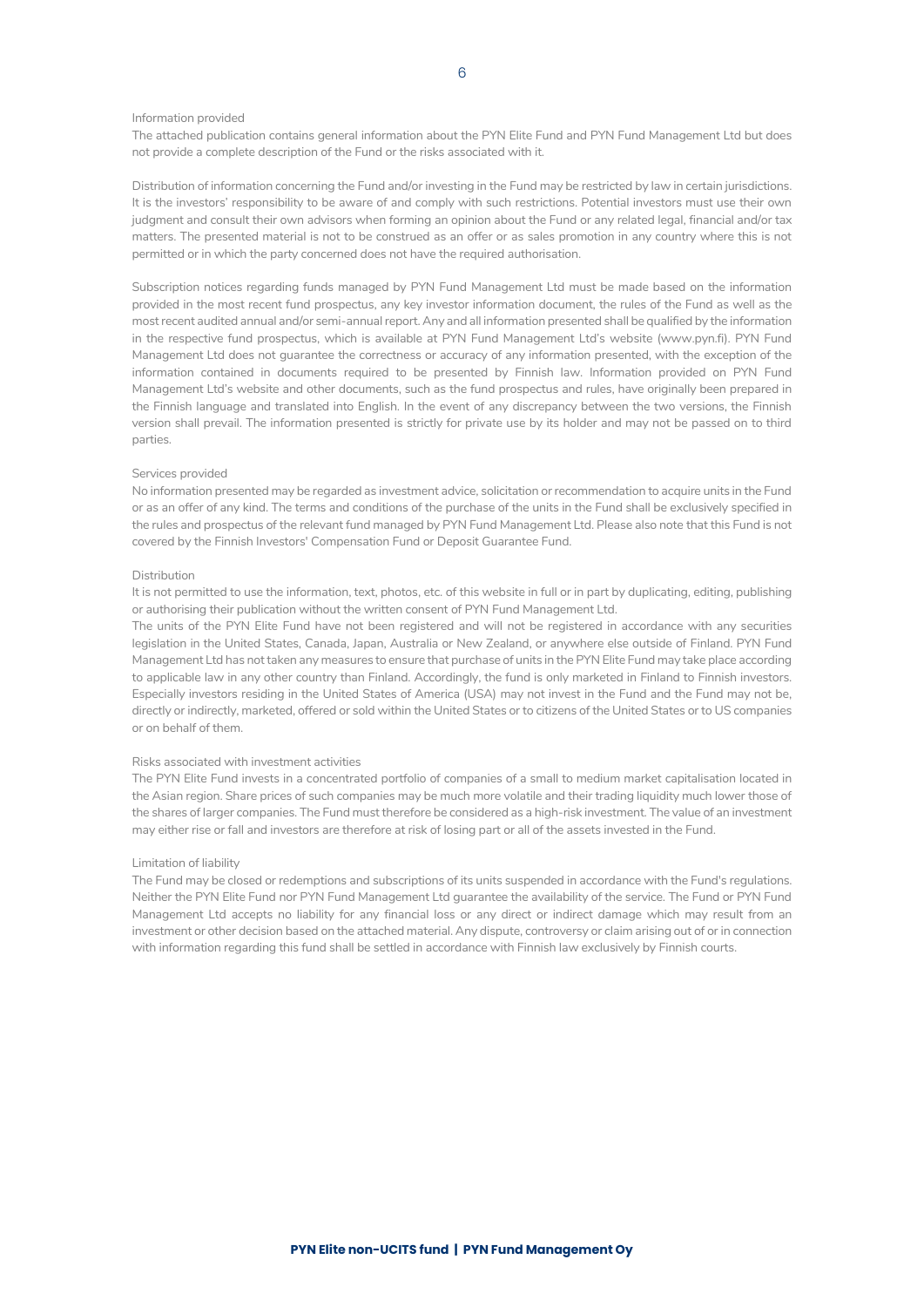### Information provided

The attached publication contains general information about the PYN Elite Fund and PYN Fund Management Ltd but does not provide a complete description of the Fund or the risks associated with it.

Distribution of information concerning the Fund and/or investing in the Fund may be restricted by law in certain jurisdictions. It is the investors' responsibility to be aware of and comply with such restrictions. Potential investors must use their own judgment and consult their own advisors when forming an opinion about the Fund or any related legal, financial and/or tax matters. The presented material is not to be construed as an offer or as sales promotion in any country where this is not permitted or in which the party concerned does not have the required authorisation.

Subscription notices regarding funds managed by PYN Fund Management Ltd must be made based on the information provided in the most recent fund prospectus, any key investor information document, the rules of the Fund as well as the most recent audited annual and/or semi-annual report. Any and all information presented shall be qualified by the information in the respective fund prospectus, which is available at PYN Fund Management Ltd's website (www.pyn.fi). PYN Fund Management Ltd does not guarantee the correctness or accuracy of any information presented, with the exception of the information contained in documents required to be presented by Finnish law. Information provided on PYN Fund Management Ltd's website and other documents, such as the fund prospectus and rules, have originally been prepared in the Finnish language and translated into English. In the event of any discrepancy between the two versions, the Finnish version shall prevail. The information presented is strictly for private use by its holder and may not be passed on to third parties.

### Services provided

No information presented may be regarded as investment advice, solicitation or recommendation to acquire units in the Fund or as an offer of any kind. The terms and conditions of the purchase of the units in the Fund shall be exclusively specified in the rules and prospectus of the relevant fund managed by PYN Fund Management Ltd. Please also note that this Fund is not covered by the Finnish Investors' Compensation Fund or Deposit Guarantee Fund.

### Distribution

It is not permitted to use the information, text, photos, etc. of this website in full or in part by duplicating, editing, publishing or authorising their publication without the written consent of PYN Fund Management Ltd.

The units of the PYN Elite Fund have not been registered and will not be registered in accordance with any securities legislation in the United States, Canada, Japan, Australia or New Zealand, or anywhere else outside of Finland. PYN Fund Management Ltd has not taken any measures to ensure that purchase of units in the PYN Elite Fund may take place according to applicable law in any other country than Finland. Accordingly, the fund is only marketed in Finland to Finnish investors. Especially investors residing in the United States of America (USA) may not invest in the Fund and the Fund may not be, directly or indirectly, marketed, offered or sold within the United States or to citizens of the United States or to US companies or on behalf of them.

### Risks associated with investment activities

The PYN Elite Fund invests in a concentrated portfolio of companies of a small to medium market capitalisation located in the Asian region. Share prices of such companies may be much more volatile and their trading liquidity much lower those of the shares of larger companies. The Fund must therefore be considered as a high-risk investment. The value of an investment may either rise or fall and investors are therefore at risk of losing part or all of the assets invested in the Fund.

### Limitation of liability

The Fund may be closed or redemptions and subscriptions of its units suspended in accordance with the Fund's regulations. Neither the PYN Elite Fund nor PYN Fund Management Ltd guarantee the availability of the service. The Fund or PYN Fund Management Ltd accepts no liability for any financial loss or any direct or indirect damage which may result from an investment or other decision based on the attached material. Any dispute, controversy or claim arising out of or in connection with information regarding this fund shall be settled in accordance with Finnish law exclusively by Finnish courts.